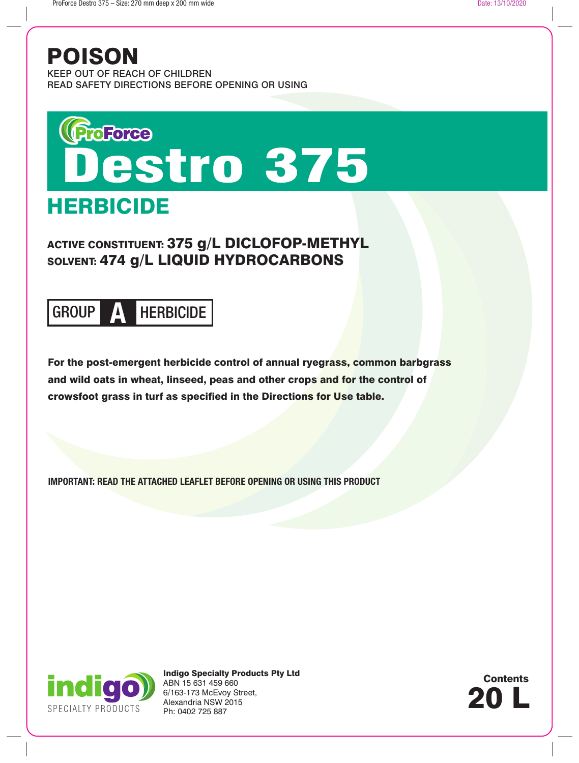# POISON

KEEP OUT OF REACH OF CHILDREN
READ SAFETY DIRECTIONS BEFORE OPENING OR USING

ProForce

# Destro 375

## HERBICIDE

**ACTIVE CONSTITUENT: 375 g/L DICLOFOP-METHYL**
**SOLVENT: 474 g/L LIQUID HYDROCARBONS**

**GROUP A HERBICIDE**

**For the post-emergent herbicide control of annual ryegrass, common barbgrass and wild oats in wheat, linseed, peas and other crops and for the control of crowsfoot grass in turf as specified in the Directions for Use table.**

**IMPORTANT: READ THE ATTACHED LEAFLET BEFORE OPENING OR USING THIS PRODUCT**

indigo SPECIALTY PRODUCTS

**Indigo Specialty Products Pty Ltd**
ABN 15 631 459 660
6/163-173 McEvoy Street,
Alexandria NSW 2015
Ph: 0402 725 887

**Contents**
**20 L**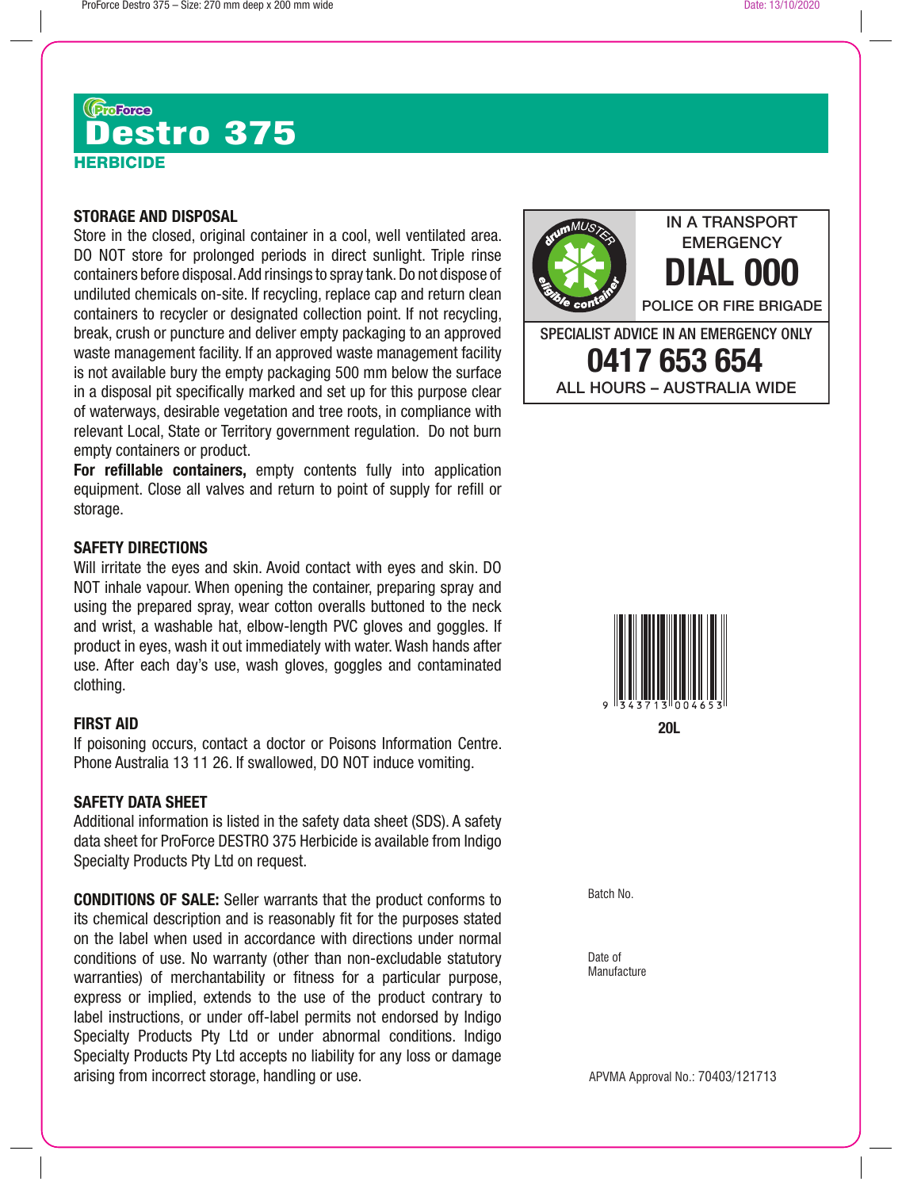ProForce

# Destro 375

## HERBICIDE

### STORAGE AND DISPOSAL

Store in the closed, original container in a cool, well ventilated area. DO NOT store for prolonged periods in direct sunlight. Triple rinse containers before disposal. Add rinsings to spray tank. Do not dispose of undiluted chemicals on-site. If recycling, replace cap and return clean containers to recycler or designated collection point. If not recycling, break, crush or puncture and deliver empty packaging to an approved waste management facility. If an approved waste management facility is not available bury the empty packaging 500 mm below the surface in a disposal pit specifically marked and set up for this purpose clear of waterways, desirable vegetation and tree roots, in compliance with relevant Local, State or Territory government regulation. Do not burn empty containers or product.

**For refillable containers,** empty contents fully into application equipment. Close all valves and return to point of supply for refill or storage.

### SAFETY DIRECTIONS

Will irritate the eyes and skin. Avoid contact with eyes and skin. DO NOT inhale vapour. When opening the container, preparing spray and using the prepared spray, wear cotton overalls buttoned to the neck and wrist, a washable hat, elbow-length PVC gloves and goggles. If product in eyes, wash it out immediately with water. Wash hands after use. After each day's use, wash gloves, goggles and contaminated clothing.

### FIRST AID

If poisoning occurs, contact a doctor or Poisons Information Centre. Phone Australia 13 11 26. If swallowed, DO NOT induce vomiting.

### SAFETY DATA SHEET

Additional information is listed in the safety data sheet (SDS). A safety data sheet for ProForce DESTRO 375 Herbicide is available from Indigo Specialty Products Pty Ltd on request.

**CONDITIONS OF SALE:** Seller warrants that the product conforms to its chemical description and is reasonably fit for the purposes stated on the label when used in accordance with directions under normal conditions of use. No warranty (other than non-excludable statutory warranties) of merchantability or fitness for a particular purpose, express or implied, extends to the use of the product contrary to label instructions, or under off-label permits not endorsed by Indigo Specialty Products Pty Ltd or under abnormal conditions. Indigo Specialty Products Pty Ltd accepts no liability for any loss or damage arising from incorrect storage, handling or use.

drumMUSTER eligible container

IN A TRANSPORT EMERGENCY
**DIAL 000**
POLICE OR FIRE BRIGADE

SPECIALIST ADVICE IN AN EMERGENCY ONLY
**0417 653 654**
ALL HOURS – AUSTRALIA WIDE

9 343713 004653

**20L**

Batch No.

Date of Manufacture

APVMA Approval No.: 70403/121713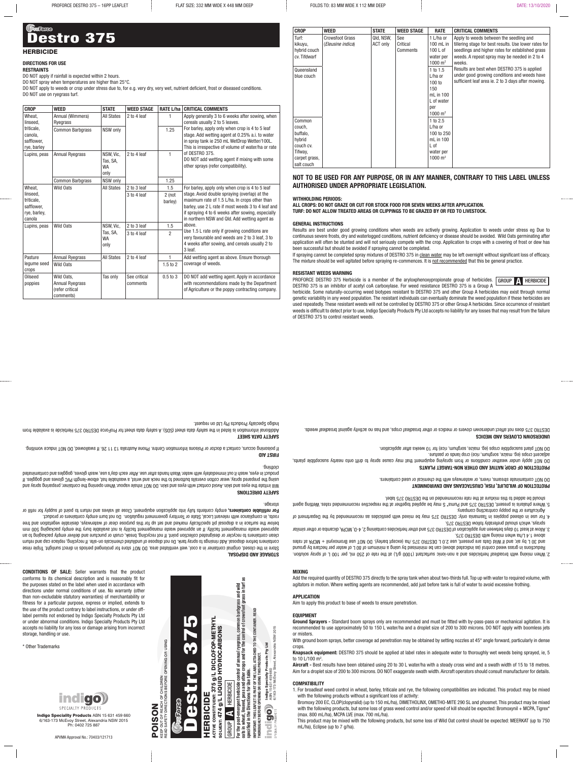# ProForce Destro 375

## HERBICIDE

### DIRECTIONS FOR USE

**RESTRAINTS**

DO NOT apply if rainfall is expected within 2 hours.
DO NOT spray when temperatures are higher than 25°C.
DO NOT apply to weeds or crop under stress due to, for e.g. very dry, very wet, nutrient deficient, frost or diseased conditions.
DO NOT use on ryegrass turf.

| CROP | WEED | STATE | WEED STAGE | RATE L/ha | CRITICAL COMMENTS |
|---|---|---|---|---|---|
| Wheat, linseed, triticale, canola, safflower, rye, barley | Annual (Wimmera) Ryegrass | All States | 2 to 4 leaf | 1 | Apply generally 3 to 6 weeks after sowing, when cereals usually 2 to 5 leaves. For barley, apply only when crop is 4 to 5 leaf stage. Add wetting agent at 0.25% a.i. to water in spray tank ie 250 mL WetDrop Wetter/100L. This is irrespective of volume of water/ha or rate of DESTRO 375. DO NOT add wetting agent if mixing with some other sprays (refer compatibility). |
| | Common Barbgrass | NSW only | | 1.25 | |
| Lupins, peas | Annual Ryegrass | NSW, Vic, Tas, SA, WA only | 2 to 4 leaf | 1 | |
| | Common Barbgrass | NSW only | | 1.25 | |
| Wheat, linseed, triticale, safflower, rye, barley, canola | Wild Oats | All States | 2 to 3 leaf | 1.5 | For barley, apply only when crop is 4 to 5 leaf stage. Avoid double spraying (overlap) at the maximum rate of 1.5 L/ha. In crops other than barley, use 2 L rate if most weeds 3 to 4 leaf and if spraying 4 to 6 weeks after sowing, especially in northern NSW and Qld. Add wetting agent as above. Use 1.5 L rate only if growing conditions are very favourable and weeds are 2 to 3 leaf, 3 to 4 weeks after sowing, and cereals usually 2 to 3 leaf. |
| | | | 3 to 4 leaf | 2 (not barley) | |
| Lupins, peas | Wild Oats | NSW, Vic, Tas, SA, WA only | 2 to 3 leaf | 1.5 | |
| | | | 3 to 4 leaf | 2 | |
| Pasture legume seed crops | Annual Ryegrass | All States | 2 to 4 leaf | 1 | Add wetting agent as above. Ensure thorough coverage of weeds. |
| | Wild Oats | | | 1.5 to 2 | |
| Oilseed poppies | Wild Oats, Annual Ryegrass (refer critical comments) | Tas only | See critical comments | 0.5 to 3 | DO NOT add wetting agent. Apply in accordance with recommendations made by the Department of Agriculture or the poppy contracting company. |

| CROP | WEED | STATE | WEED STAGE | RATE | CRITICAL COMMENTS |
|---|---|---|---|---|---|
| Turf: kikuyu, hybrid couch cv. Tifdwarf | Crowsfoot Grass (*Eleusine indica*) | Qld, NSW, ACT only | See Critical Comments | 1 L/ha or 100 mL in 100 L of water per 1000 m² | Apply to weeds between the seedling and tillering stage for best results. Use lower rates for seedlings and higher rates for established grass weeds. A repeat spray may be needed in 2 to 4 weeks. Results are best when DESTRO 375 is applied under good growing conditions and weeds have sufficient leaf area ie. 2 to 3 days after mowing. |
| Queensland blue couch | | | | 1 to 1.5 L/ha or 100 to 150 mL in 100 L of water per 1000 m² | |
| Common couch, buffalo, hybrid couch cv. Tifway, carpet grass, salt couch | | | | 1 to 2.5 L/ha or 100 to 250 mL in 100 L of water per 1000 m² | |

**NOT TO BE USED FOR ANY PURPOSE, OR IN ANY MANNER, CONTRARY TO THIS LABEL UNLESS AUTHORISED UNDER APPROPRIATE LEGISLATION.**

**WITHHOLDING PERIODS:**
**ALL CROPS: DO NOT GRAZE OR CUT FOR STOCK FOOD FOR SEVEN WEEKS AFTER APPLICATION.**
**TURF: DO NOT ALLOW TREATED AREAS OR CLIPPINGS TO BE GRAZED BY OR FED TO LIVESTOCK.**

**GENERAL INSTRUCTIONS**

Results are best under good growing conditions when weeds are actively growing. Application to weeds under stress eg Due to continuous severe frosts, dry and waterlogged conditions, nutrient deficiency or disease should be avoided. Wild Oats germinating after application will often be stunted and will not seriously compete with the crop. Application to crops with a covering of frost or dew has been successful but should be avoided if spraying cannot be completed.

If spraying cannot be completed spray mixtures of DESTRO 375 in clean water may be left overnight without significant loss of efficacy. The mixture should be well agitated before spraying re-commences. It is not recommended that this be general practice.

**RESISTANT WEEDS WARNING**

GROUP **A** HERBICIDE

PROFORCE DESTRO 375 Herbicide is a member of the aryloxphenoxypropionate group of herbicides. DESTRO 375 is an inhibitor of acetyl coA carboxylase. For weed resistance DESTRO 375 is a Group A herbicide. Some naturally-occurring weed biotypes resistant to DESTRO 375 and other Group A herbicides may exist through normal genetic variability in any weed population. The resistant individuals can eventually dominate the weed population if these herbicides are used repeatedly. These resistant weeds will not be controlled by DESTRO 375 or other Group A herbicides. Since occurrence of resistant weeds is difficult to detect prior to use, Indigo Specialty Products Pty Ltd accepts no liability for any losses that may result from the failure of DESTRO 375 to control resistant weeds.

**MIXING**

Add the required quantity of DESTRO 375 directly to the spray tank when about two-thirds full. Top up with water to required volume, with agitators in motion. Where wetting agents are recommended, add just before tank is full of water to avoid excessive frothing.

**APPLICATION**

Aim to apply this product to base of weeds to ensure penetration.

**EQUIPMENT**

**Ground Sprayers -** Standard boom sprays only are recommended and must be fitted with by-pass-pass or mechanical agitation. It is recommended to use approximately 50 to 150 L water/ha and a droplet size of 200 to 300 microns. DO NOT apply with boomless jets or misters.

With ground boom sprays, better coverage ad penetration may be obtained by setting nozzles at 45° angle forward, particularly in dense crops.

**Knapsack equipment:** DESTRO 375 should be applied at label rates in adequate water to thoroughly wet weeds being sprayed, ie, 5 to 10 L/100 m².

**Aircraft -** Best results have been obtained using 20 to 30 L water/ha with a steady cross wind and a swath width of 15 to 18 metres. Aim for a droplet size of 200 to 300 microns. DO NOT exaggerate swath width. Aircraft operators should consult manufacturer for details.

**COMPATIBILITY**

1. For broadleaf weed control in wheat, barley, triticale and rye, the following compatibilities are indicated. This product may be mixed with the following products without a significant loss of activity:
   Bromoxy 200 EC, CLOP(clopyralid) (up to 150 mL/ha), DIMETHOLINX, OMETHO-MITE 290 SL and phosmet. This product may be mixed with the following products, but some loss of grass weed control and/or speed of kill should be expected: Bromoxynil + MCPA, Tigrex* (max. 800 mL/ha), MCPA LVE (max. 700 mL/ha).
   This product may be mixed with the following products, but some loss of Wild Oat control should be expected: MEERKAT (up to 750 mL/ha), Eclipse (up to 7 g/ha).
2. When mixing with broadleaf herbicides add a non-ionic surfactant (1000 g/L) at the rate of 250 mL per 100 L of spray solution. Reductions in grass weed control (as indicated above) can be minimised by using a minimum of 80 L of water per hectare by ground and 30 L by air, and if Wild Oats are present, use 2.0 L DESTRO 375 /ha (except barley). DO NOT use Bromoxynil + MCPA at rates above 1.4 L/ha when mixing with DESTRO 375.
3. Allow at least 10 days between any application of DESTRO 375 and other herbicides containing 2,4-D, MCPA, dicamba or other similar sprays, which should preferably follow DESTRO 375.
4. For use in oilseed poppies in Tasmania only: DESTRO 375 may be mixed with pesticides as recommended by the Department of Agriculture or the poppy contracting company.
5. Where phalaris is present, DESTRO 375 and Puma* S may be applied together at the respective recommended rates. Wetting agent should be added to this mixture at the rate recommended on the DESTRO 375 label.

**PROTECTION OF WILDLIFE, FISH, CRUSTACEANS AND ENVIRONMENT**

DO NOT contaminate streams, rivers, or waterways with the chemical or used containers.

**PROTECTION OF CROP, NATIVE AND OTHER NON-TARGET PLANTS**

DO NOT apply under weather conditions or from spraying equipment that may cause spray to drift onto nearby susceptible plants, adjacent crops (eg. maize, sorghum, rice) crop lands or pasture.

DO NOT plant susceptible crops (eg. maize, sorghum, rice) for 10 weeks after application.

**UNDERSOWN CLOVERS AND MEDICS**

DESTRO 375 does not affect undersown clovers or medics or other broadleaf crops, and has no activity against broadleaf weeds.

**STORAGE AND DISPOSAL**

Store in the closed, original container in a cool, well ventilated area. DO NOT store for prolonged periods in direct sunlight. Triple rinse containers before disposal. Add rinsings to spray tank. Do not dispose of undiluted chemicals on-site. If recycling, replace cap and return clean containers to recycler or designated collection point. If not recycling, break, crush or puncture and deliver empty packaging to an approved waste management facility. If an approved waste management facility is not available bury the empty packaging 500 mm below the surface in a disposal pit specifically marked and set up for this purpose clear of waterways, desirable vegetation and tree roots, in compliance with relevant Local, State or Territory government regulation. Do not burn empty containers or product.

**For refillable containers,** empty contents fully into application equipment. Close all valves and return to point of supply for refill or storage.

**SAFETY DIRECTIONS**

Will irritate the eyes and skin. Avoid contact with eyes and skin. DO NOT inhale vapour. When opening the container, preparing spray and using the prepared spray, wear cotton overalls buttoned to the neck and wrist, a washable hat, elbow-length PVC gloves and goggles. If product in eyes, wash it out immediately with water. Wash hands after use. After each day's use, wash gloves, goggles and contaminated clothing.

**FIRST AID**

If poisoning occurs, contact a doctor or Poisons Information Centre. Phone Australia 13 11 26. If swallowed, DO NOT induce vomiting.

**SAFETY DATA SHEET**

Additional information is listed in the safety data sheet (SDS). A safety data sheet (SDS) for ProForce DESTRO 375 Herbicide is available from Indigo Specialty Products Pty Ltd on request.

**POISON**
KEEP OUT OF REACH OF CHILDREN
READ SAFETY DIRECTIONS BEFORE OPENING OR USING

**ProForce Destro 375**

**HERBICIDE**
**ACTIVE CONSTITUENT: 375 g/L DICLOFOP-METHYL**
**SOLVENT: 474 g/L LIQUID HYDROCARBONS**

GROUP **A** HERBICIDE

**For the post-emergent herbicide control of annual ryegrass, common barbgrass and wild oats in wheat, linseed, peas and other crops and for the control of crowsfoot grass in turf as specified in the Directions for Use table.**

**IMPORTANT: THIS LEAFLET IS PART OF THE LABEL ATTACHED TO THE CONTAINER. READ THOROUGHLY BEFORE OPENING OR USING THIS PRODUCT.**

Indigo Specialty Products Pty Ltd
ABN 15 631 459 660
6/163-173 McEvoy Street, Alexandria NSW 2015

**CONDITIONS OF SALE:** Seller warrants that the product conforms to its chemical description and is reasonably fit for the purposes stated on the label when used in accordance with directions under normal conditions of use. No warranty (other than non-excludable statutory warranties) of merchantability or fitness for a particular purpose, express or implied, extends to the use of the product contrary to label instructions, or under off-label permits not endorsed by Indigo Specialty Products Pty Ltd or under abnormal conditions. Indigo Specialty Products Pty Ltd accepts no liability for any loss or damage arising from incorrect storage, handling or use.

\* Other Trademarks

indigo
SPECIALTY PRODUCTS

**Indigo Speciality Products** ABN 15 631 459 660
6/163-173 McEvoy Street, Alexandria NSW 2015
Ph: 0402 725 887

APVMA Approval No.: 70403/121713